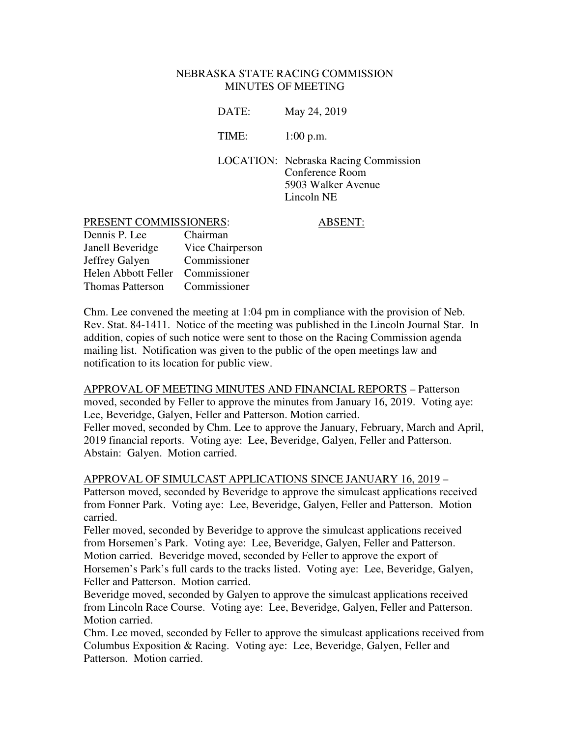NEBRASKA STATE RACING COMMISSION
MINUTES OF MEETING

DATE: May 24, 2019

TIME: 1:00 p.m.

LOCATION: Nebraska Racing Commission
Conference Room
5903 Walker Avenue
Lincoln NE

| PRESENT COMMISSIONERS: | | ABSENT: |
|---|---|---|
| Dennis P. Lee | Chairman | |
| Janell Beveridge | Vice Chairperson | |
| Jeffrey Galyen | Commissioner | |
| Helen Abbott Feller | Commissioner | |
| Thomas Patterson | Commissioner | |

Chm. Lee convened the meeting at 1:04 pm in compliance with the provision of Neb. Rev. Stat. 84-1411. Notice of the meeting was published in the Lincoln Journal Star. In addition, copies of such notice were sent to those on the Racing Commission agenda mailing list. Notification was given to the public of the open meetings law and notification to its location for public view.

APPROVAL OF MEETING MINUTES AND FINANCIAL REPORTS – Patterson moved, seconded by Feller to approve the minutes from January 16, 2019. Voting aye: Lee, Beveridge, Galyen, Feller and Patterson. Motion carried.
Feller moved, seconded by Chm. Lee to approve the January, February, March and April, 2019 financial reports. Voting aye: Lee, Beveridge, Galyen, Feller and Patterson. Abstain: Galyen. Motion carried.

APPROVAL OF SIMULCAST APPLICATIONS SINCE JANUARY 16, 2019 –
Patterson moved, seconded by Beveridge to approve the simulcast applications received from Fonner Park. Voting aye: Lee, Beveridge, Galyen, Feller and Patterson. Motion carried.
Feller moved, seconded by Beveridge to approve the simulcast applications received from Horsemen's Park. Voting aye: Lee, Beveridge, Galyen, Feller and Patterson. Motion carried. Beveridge moved, seconded by Feller to approve the export of Horsemen's Park's full cards to the tracks listed. Voting aye: Lee, Beveridge, Galyen, Feller and Patterson. Motion carried.
Beveridge moved, seconded by Galyen to approve the simulcast applications received from Lincoln Race Course. Voting aye: Lee, Beveridge, Galyen, Feller and Patterson. Motion carried.
Chm. Lee moved, seconded by Feller to approve the simulcast applications received from Columbus Exposition & Racing. Voting aye: Lee, Beveridge, Galyen, Feller and Patterson. Motion carried.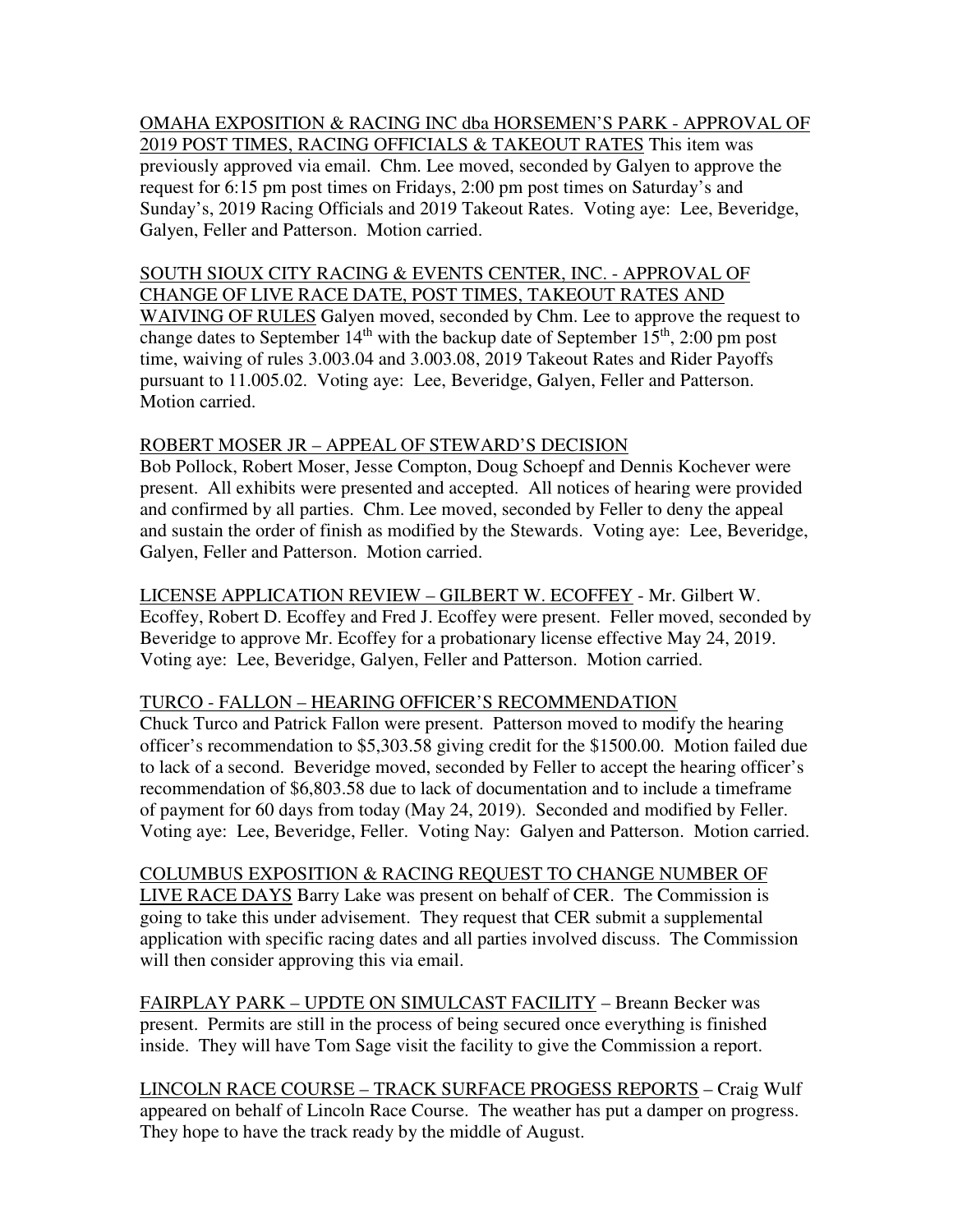OMAHA EXPOSITION & RACING INC dba HORSEMEN'S PARK - APPROVAL OF 2019 POST TIMES, RACING OFFICIALS & TAKEOUT RATES This item was previously approved via email. Chm. Lee moved, seconded by Galyen to approve the request for 6:15 pm post times on Fridays, 2:00 pm post times on Saturday's and Sunday's, 2019 Racing Officials and 2019 Takeout Rates. Voting aye: Lee, Beveridge, Galyen, Feller and Patterson. Motion carried.

SOUTH SIOUX CITY RACING & EVENTS CENTER, INC. - APPROVAL OF CHANGE OF LIVE RACE DATE, POST TIMES, TAKEOUT RATES AND WAIVING OF RULES Galyen moved, seconded by Chm. Lee to approve the request to change dates to September 14th with the backup date of September 15th, 2:00 pm post time, waiving of rules 3.003.04 and 3.003.08, 2019 Takeout Rates and Rider Payoffs pursuant to 11.005.02. Voting aye: Lee, Beveridge, Galyen, Feller and Patterson. Motion carried.

ROBERT MOSER JR – APPEAL OF STEWARD'S DECISION
Bob Pollock, Robert Moser, Jesse Compton, Doug Schoepf and Dennis Kochever were present. All exhibits were presented and accepted. All notices of hearing were provided and confirmed by all parties. Chm. Lee moved, seconded by Feller to deny the appeal and sustain the order of finish as modified by the Stewards. Voting aye: Lee, Beveridge, Galyen, Feller and Patterson. Motion carried.

LICENSE APPLICATION REVIEW – GILBERT W. ECOFFEY - Mr. Gilbert W. Ecoffey, Robert D. Ecoffey and Fred J. Ecoffey were present. Feller moved, seconded by Beveridge to approve Mr. Ecoffey for a probationary license effective May 24, 2019. Voting aye: Lee, Beveridge, Galyen, Feller and Patterson. Motion carried.

TURCO - FALLON – HEARING OFFICER'S RECOMMENDATION
Chuck Turco and Patrick Fallon were present. Patterson moved to modify the hearing officer's recommendation to $5,303.58 giving credit for the $1500.00. Motion failed due to lack of a second. Beveridge moved, seconded by Feller to accept the hearing officer's recommendation of $6,803.58 due to lack of documentation and to include a timeframe of payment for 60 days from today (May 24, 2019). Seconded and modified by Feller. Voting aye: Lee, Beveridge, Feller. Voting Nay: Galyen and Patterson. Motion carried.

COLUMBUS EXPOSITION & RACING REQUEST TO CHANGE NUMBER OF LIVE RACE DAYS Barry Lake was present on behalf of CER. The Commission is going to take this under advisement. They request that CER submit a supplemental application with specific racing dates and all parties involved discuss. The Commission will then consider approving this via email.

FAIRPLAY PARK – UPDTE ON SIMULCAST FACILITY – Breann Becker was present. Permits are still in the process of being secured once everything is finished inside. They will have Tom Sage visit the facility to give the Commission a report.

LINCOLN RACE COURSE – TRACK SURFACE PROGESS REPORTS – Craig Wulf appeared on behalf of Lincoln Race Course. The weather has put a damper on progress. They hope to have the track ready by the middle of August.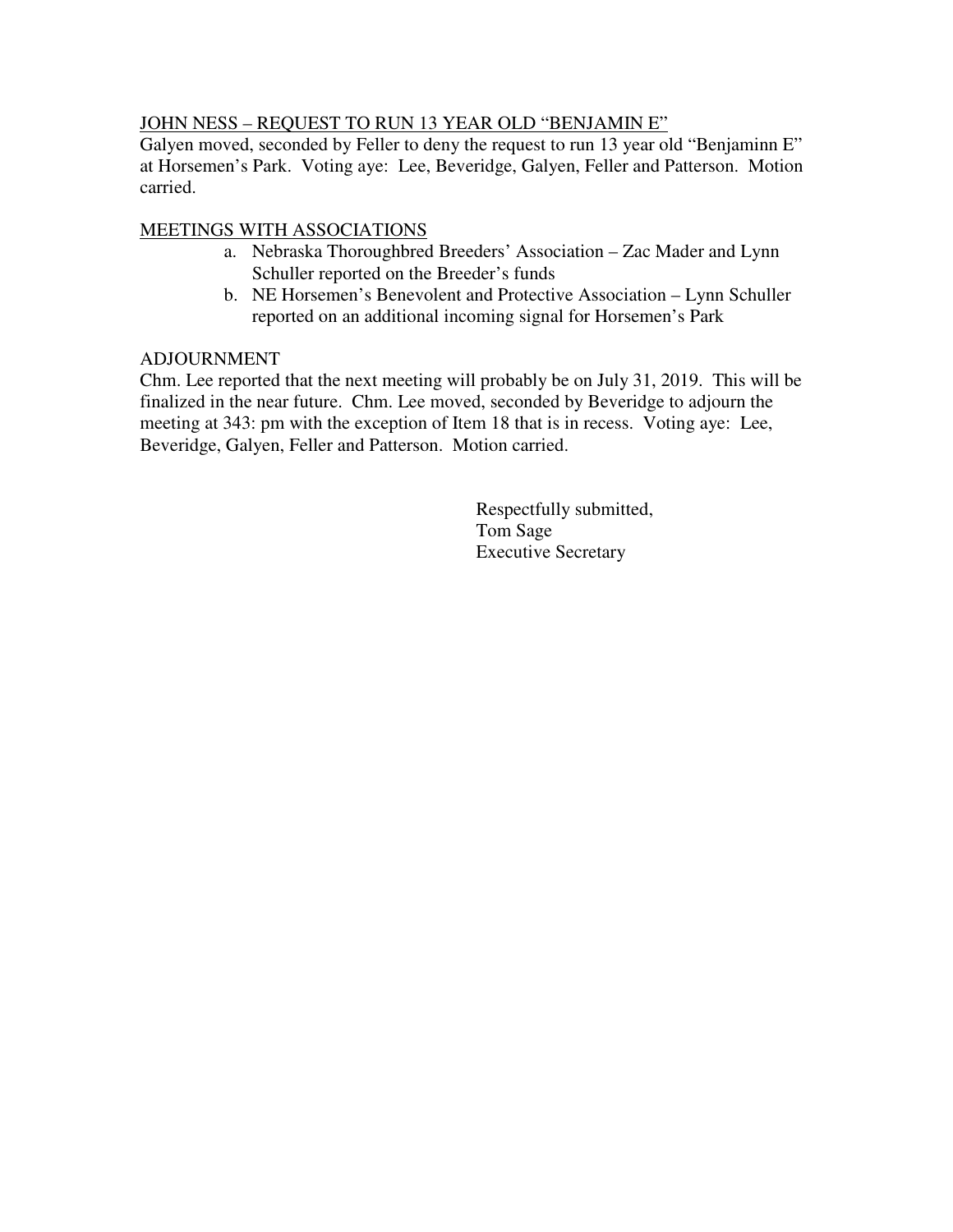JOHN NESS – REQUEST TO RUN 13 YEAR OLD "BENJAMIN E"

Galyen moved, seconded by Feller to deny the request to run 13 year old "Benjaminn E" at Horsemen's Park. Voting aye: Lee, Beveridge, Galyen, Feller and Patterson. Motion carried.

MEETINGS WITH ASSOCIATIONS

a. Nebraska Thoroughbred Breeders' Association – Zac Mader and Lynn Schuller reported on the Breeder's funds
b. NE Horsemen's Benevolent and Protective Association – Lynn Schuller reported on an additional incoming signal for Horsemen's Park

ADJOURNMENT

Chm. Lee reported that the next meeting will probably be on July 31, 2019. This will be finalized in the near future. Chm. Lee moved, seconded by Beveridge to adjourn the meeting at 343: pm with the exception of Item 18 that is in recess. Voting aye: Lee, Beveridge, Galyen, Feller and Patterson. Motion carried.

Respectfully submitted,
Tom Sage
Executive Secretary